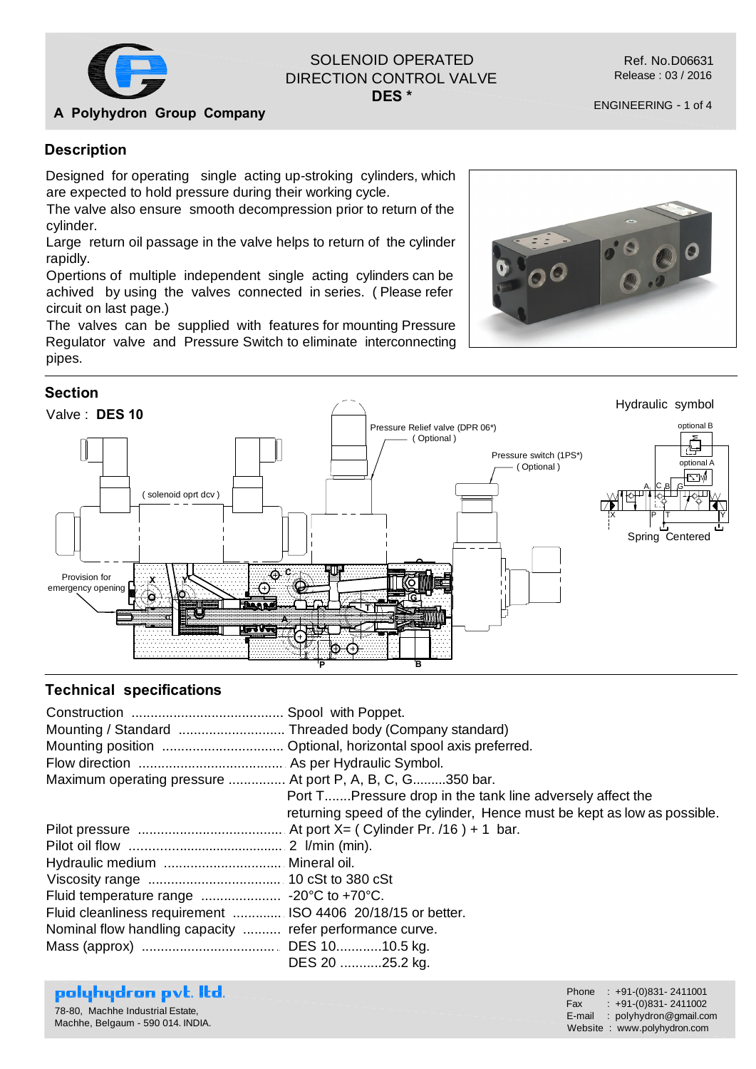A Polyhydron Group Company

# SOLENOID OPERATED DIRECTION CONTROL VALVE
## DES *

Ref. No.D06631
Release : 03 / 2016

ENGINEERING - 1 of 4

## Description

Designed for operating single acting up-stroking cylinders, which are expected to hold pressure during their working cycle.
The valve also ensure smooth decompression prior to return of the cylinder.
Large return oil passage in the valve helps to return of the cylinder rapidly.
Opertions of multiple independent single acting cylinders can be achived by using the valves connected in series. ( Please refer circuit on last page.)
The valves can be supplied with features for mounting Pressure Regulator valve and Pressure Switch to eliminate interconnecting pipes.

## Section

Valve : **DES 10**

Hydraulic symbol

Pressure Relief valve (DPR 06*) ( Optional )

Pressure switch (1PS*) ( Optional )

( solenoid oprt dcv )

Provision for emergency opening

optional B

optional A

Spring Centered

## Technical specifications

| | |
|---|---|
| Construction | Spool with Poppet. |
| Mounting / Standard | Threaded body (Company standard) |
| Mounting position | Optional, horizontal spool axis preferred. |
| Flow direction | As per Hydraulic Symbol. |
| Maximum operating pressure | At port P, A, B, C, G.........350 bar.<br>Port T.......Pressure drop in the tank line adversely affect the returning speed of the cylinder, Hence must be kept as low as possible. |
| Pilot pressure | At port X= ( Cylinder Pr. /16 ) + 1 bar. |
| Pilot oil flow | 2 l/min (min). |
| Hydraulic medium | Mineral oil. |
| Viscosity range | 10 cSt to 380 cSt |
| Fluid temperature range | -20°C to +70°C. |
| Fluid cleanliness requirement | ISO 4406 20/18/15 or better. |
| Nominal flow handling capacity | refer performance curve. |
| Mass (approx) | DES 10............10.5 kg.<br>DES 20 ...........25.2 kg. |

**polyhydron pvt. ltd.**
78-80, Machhe Industrial Estate,
Machhe, Belgaum - 590 014. INDIA.

Phone : +91-(0)831- 2411001
Fax : +91-(0)831- 2411002
E-mail : polyhydron@gmail.com
Website : www.polyhydron.com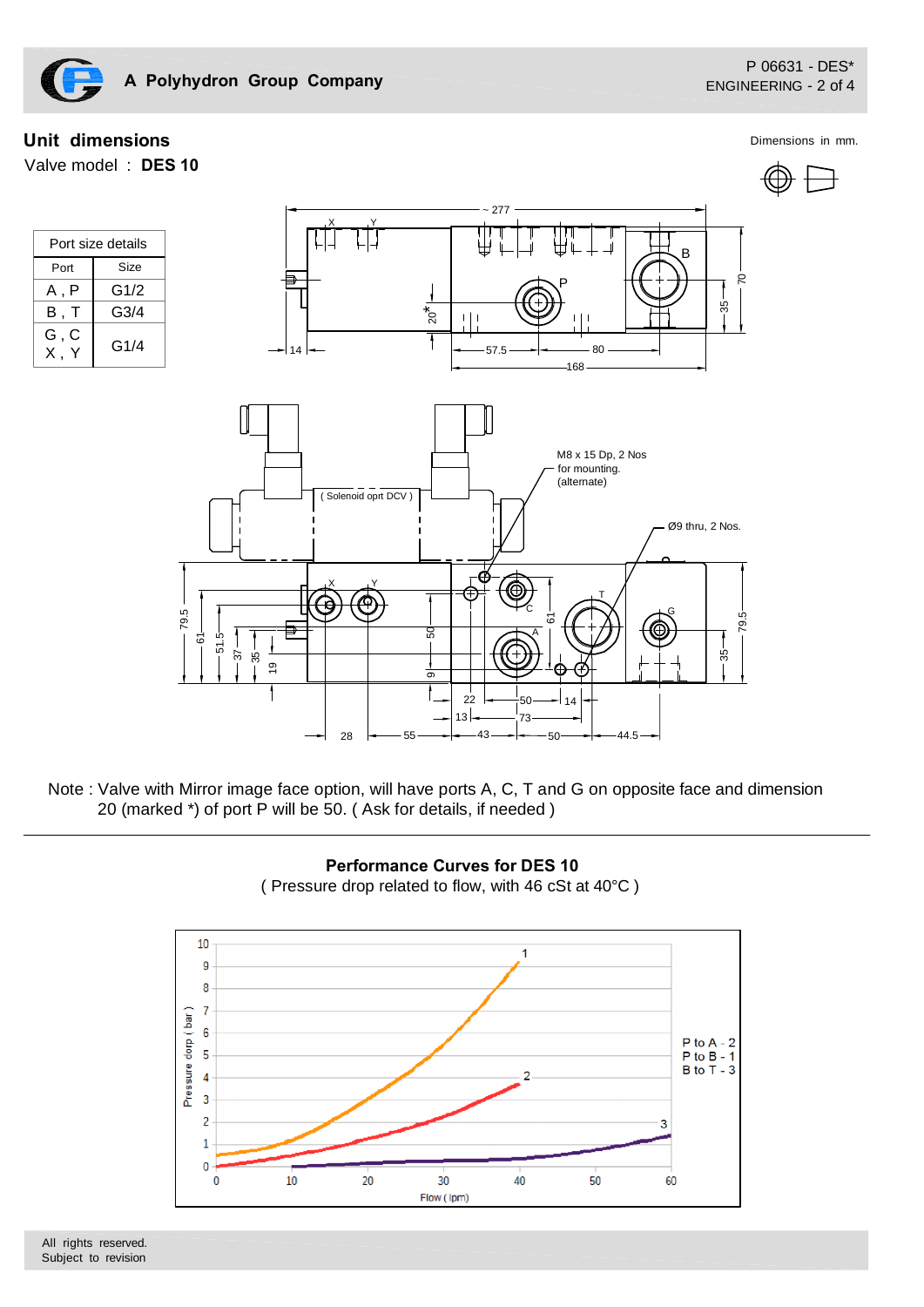## Unit dimensions

Dimensions in mm.

Valve model : **DES 10**

| Port size details | |
|---|---|
| Port | Size |
| A , P | G1/2 |
| B , T | G3/4 |
| G , C<br>X , Y | G1/4 |

Note : Valve with Mirror image face option, will have ports A, C, T and G on opposite face and dimension 20 (marked *) of port P will be 50. ( Ask for details, if needed )

### Performance Curves for DES 10

( Pressure drop related to flow, with 46 cSt at 40°C )

P to A - 2
P to B - 1
B to T - 3

All rights reserved.
Subject to revision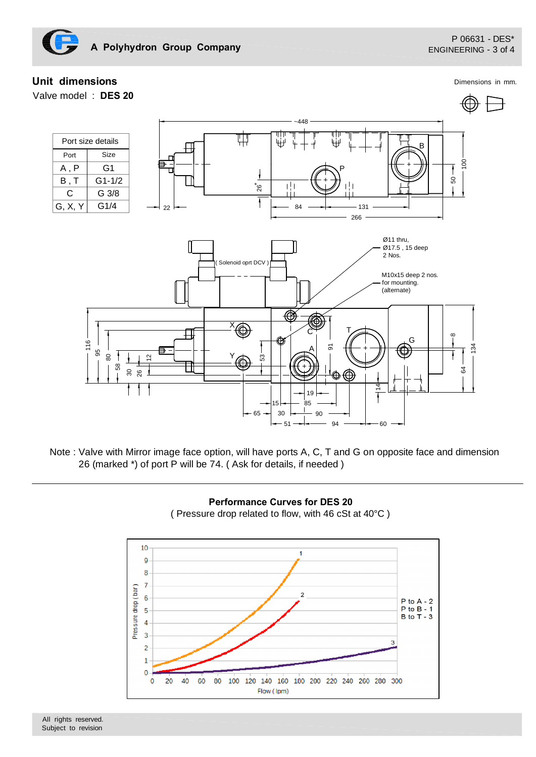## Unit dimensions

Valve model : **DES 20**

Dimensions in mm.

| Port size details | |
|---|---|
| Port | Size |
| A , P | G1 |
| B , T | G1-1/2 |
| C | G 3/8 |
| G, X, Y | G1/4 |

Note : Valve with Mirror image face option, will have ports A, C, T and G on opposite face and dimension 26 (marked *) of port P will be 74. ( Ask for details, if needed )

---

### Performance Curves for DES 20

( Pressure drop related to flow, with 46 cSt at 40°C )

P to A - 2
P to B - 1
B to T - 3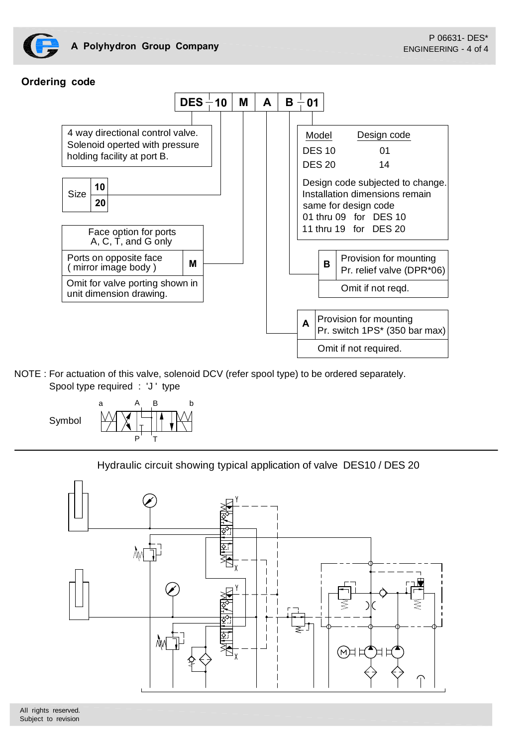## Ordering code

DES – 10 | M | A | B – 01

4 way directional control valve. Solenoid operted with pressure holding facility at port B.

| Size | |
|---|---|
| Size | 10 |
| | 20 |

| Face option for ports A, C, T, and G only | |
|---|---|
| Ports on opposite face ( mirror image body ) | M |
| Omit for valve porting shown in unit dimension drawing. | |

| Model | Design code |
|---|---|
| DES 10 | 01 |
| DES 20 | 14 |

Design code subjected to change. Installation dimensions remain same for design code
01 thru 09 for DES 10
11 thru 19 for DES 20

| | |
|---|---|
| B | Provision for mounting Pr. relief valve (DPR*06) |
| | Omit if not reqd. |

| | |
|---|---|
| A | Provision for mounting Pr. switch 1PS* (350 bar max) |
| | Omit if not required. |

NOTE : For actuation of this valve, solenoid DCV (refer spool type) to be ordered separately.
Spool type required : 'J ' type

Symbol

a A B b
P T

Hydraulic circuit showing typical application of valve DES10 / DES 20

Y
X
Y
X
M

All rights reserved.
Subject to revision